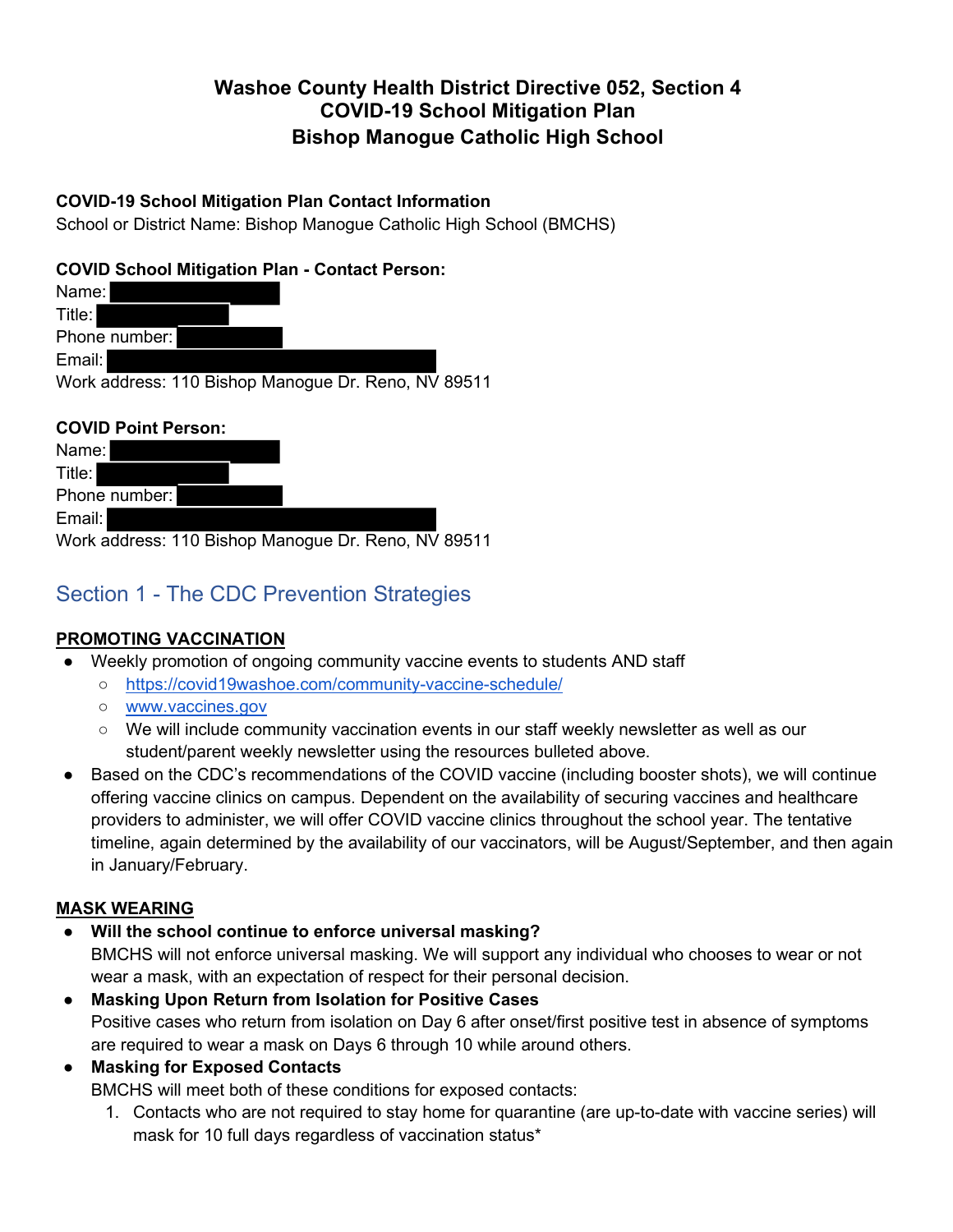# Washoe County Health District Directive 052, Section 4
# COVID-19 School Mitigation Plan
# Bishop Manogue Catholic High School

**COVID-19 School Mitigation Plan Contact Information**

School or District Name: Bishop Manogue Catholic High School (BMCHS)

**COVID School Mitigation Plan - Contact Person:**

Name:
Title:
Phone number:
Email:
Work address: 110 Bishop Manogue Dr. Reno, NV 89511

**COVID Point Person:**

Name:
Title:
Phone number:
Email:
Work address: 110 Bishop Manogue Dr. Reno, NV 89511

## Section 1 - The CDC Prevention Strategies

### PROMOTING VACCINATION

- Weekly promotion of ongoing community vaccine events to students AND staff
  - https://covid19washoe.com/community-vaccine-schedule/
  - www.vaccines.gov
  - We will include community vaccination events in our staff weekly newsletter as well as our student/parent weekly newsletter using the resources bulleted above.
- Based on the CDC's recommendations of the COVID vaccine (including booster shots), we will continue offering vaccine clinics on campus. Dependent on the availability of securing vaccines and healthcare providers to administer, we will offer COVID vaccine clinics throughout the school year. The tentative timeline, again determined by the availability of our vaccinators, will be August/September, and then again in January/February.

### MASK WEARING

- **Will the school continue to enforce universal masking?**
  BMCHS will not enforce universal masking. We will support any individual who chooses to wear or not wear a mask, with an expectation of respect for their personal decision.
- **Masking Upon Return from Isolation for Positive Cases**
  Positive cases who return from isolation on Day 6 after onset/first positive test in absence of symptoms are required to wear a mask on Days 6 through 10 while around others.
- **Masking for Exposed Contacts**
  BMCHS will meet both of these conditions for exposed contacts:
  1. Contacts who are not required to stay home for quarantine (are up-to-date with vaccine series) will mask for 10 full days regardless of vaccination status*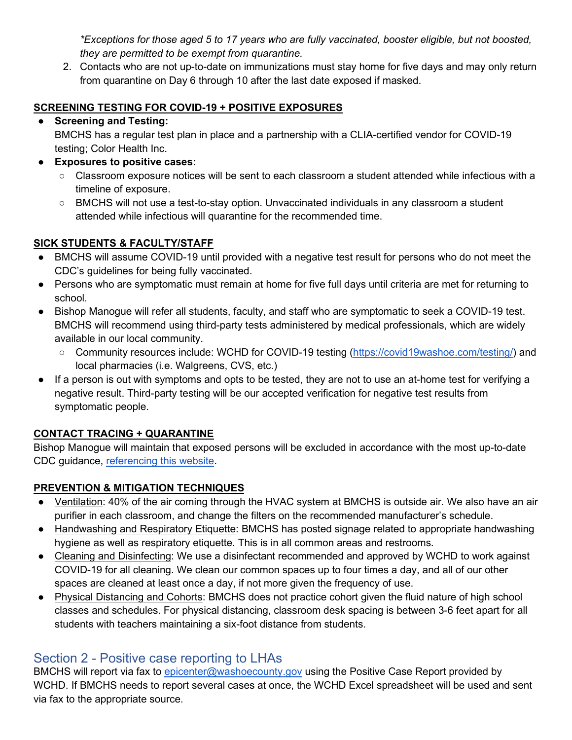*Exceptions for those aged 5 to 17 years who are fully vaccinated, booster eligible, but not boosted, they are permitted to be exempt from quarantine.*

2. Contacts who are not up-to-date on immunizations must stay home for five days and may only return from quarantine on Day 6 through 10 after the last date exposed if masked.

**SCREENING TESTING FOR COVID-19 + POSITIVE EXPOSURES**

- **Screening and Testing:**
  BMCHS has a regular test plan in place and a partnership with a CLIA-certified vendor for COVID-19 testing; Color Health Inc.
- **Exposures to positive cases:**
  - Classroom exposure notices will be sent to each classroom a student attended while infectious with a timeline of exposure.
  - BMCHS will not use a test-to-stay option. Unvaccinated individuals in any classroom a student attended while infectious will quarantine for the recommended time.

**SICK STUDENTS & FACULTY/STAFF**

- BMCHS will assume COVID-19 until provided with a negative test result for persons who do not meet the CDC's guidelines for being fully vaccinated.
- Persons who are symptomatic must remain at home for five full days until criteria are met for returning to school.
- Bishop Manogue will refer all students, faculty, and staff who are symptomatic to seek a COVID-19 test. BMCHS will recommend using third-party tests administered by medical professionals, which are widely available in our local community.
  - Community resources include: WCHD for COVID-19 testing (https://covid19washoe.com/testing/) and local pharmacies (i.e. Walgreens, CVS, etc.)
- If a person is out with symptoms and opts to be tested, they are not to use an at-home test for verifying a negative result. Third-party testing will be our accepted verification for negative test results from symptomatic people.

**CONTACT TRACING + QUARANTINE**

Bishop Manogue will maintain that exposed persons will be excluded in accordance with the most up-to-date CDC guidance, referencing this website.

**PREVENTION & MITIGATION TECHNIQUES**

- Ventilation: 40% of the air coming through the HVAC system at BMCHS is outside air. We also have an air purifier in each classroom, and change the filters on the recommended manufacturer's schedule.
- Handwashing and Respiratory Etiquette: BMCHS has posted signage related to appropriate handwashing hygiene as well as respiratory etiquette. This is in all common areas and restrooms.
- Cleaning and Disinfecting: We use a disinfectant recommended and approved by WCHD to work against COVID-19 for all cleaning. We clean our common spaces up to four times a day, and all of our other spaces are cleaned at least once a day, if not more given the frequency of use.
- Physical Distancing and Cohorts: BMCHS does not practice cohort given the fluid nature of high school classes and schedules. For physical distancing, classroom desk spacing is between 3-6 feet apart for all students with teachers maintaining a six-foot distance from students.

## Section 2 - Positive case reporting to LHAs

BMCHS will report via fax to epicenter@washoecounty.gov using the Positive Case Report provided by WCHD. If BMCHS needs to report several cases at once, the WCHD Excel spreadsheet will be used and sent via fax to the appropriate source.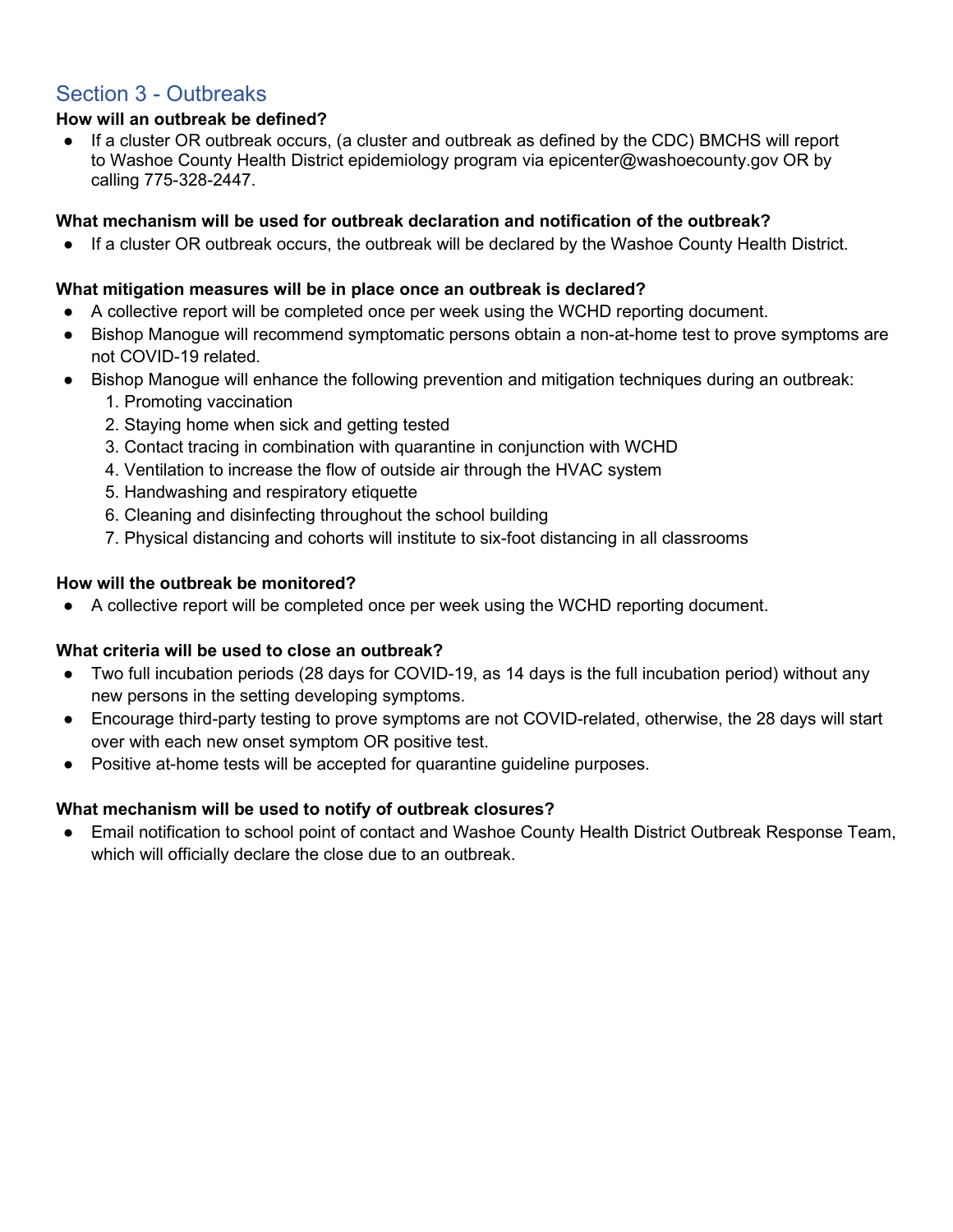## Section 3 - Outbreaks

**How will an outbreak be defined?**

- If a cluster OR outbreak occurs, (a cluster and outbreak as defined by the CDC) BMCHS will report to Washoe County Health District epidemiology program via epicenter@washoecounty.gov OR by calling 775-328-2447.

**What mechanism will be used for outbreak declaration and notification of the outbreak?**

- If a cluster OR outbreak occurs, the outbreak will be declared by the Washoe County Health District.

**What mitigation measures will be in place once an outbreak is declared?**

- A collective report will be completed once per week using the WCHD reporting document.
- Bishop Manogue will recommend symptomatic persons obtain a non-at-home test to prove symptoms are not COVID-19 related.
- Bishop Manogue will enhance the following prevention and mitigation techniques during an outbreak:
    1. Promoting vaccination
    2. Staying home when sick and getting tested
    3. Contact tracing in combination with quarantine in conjunction with WCHD
    4. Ventilation to increase the flow of outside air through the HVAC system
    5. Handwashing and respiratory etiquette
    6. Cleaning and disinfecting throughout the school building
    7. Physical distancing and cohorts will institute to six-foot distancing in all classrooms

**How will the outbreak be monitored?**

- A collective report will be completed once per week using the WCHD reporting document.

**What criteria will be used to close an outbreak?**

- Two full incubation periods (28 days for COVID-19, as 14 days is the full incubation period) without any new persons in the setting developing symptoms.
- Encourage third-party testing to prove symptoms are not COVID-related, otherwise, the 28 days will start over with each new onset symptom OR positive test.
- Positive at-home tests will be accepted for quarantine guideline purposes.

**What mechanism will be used to notify of outbreak closures?**

- Email notification to school point of contact and Washoe County Health District Outbreak Response Team, which will officially declare the close due to an outbreak.